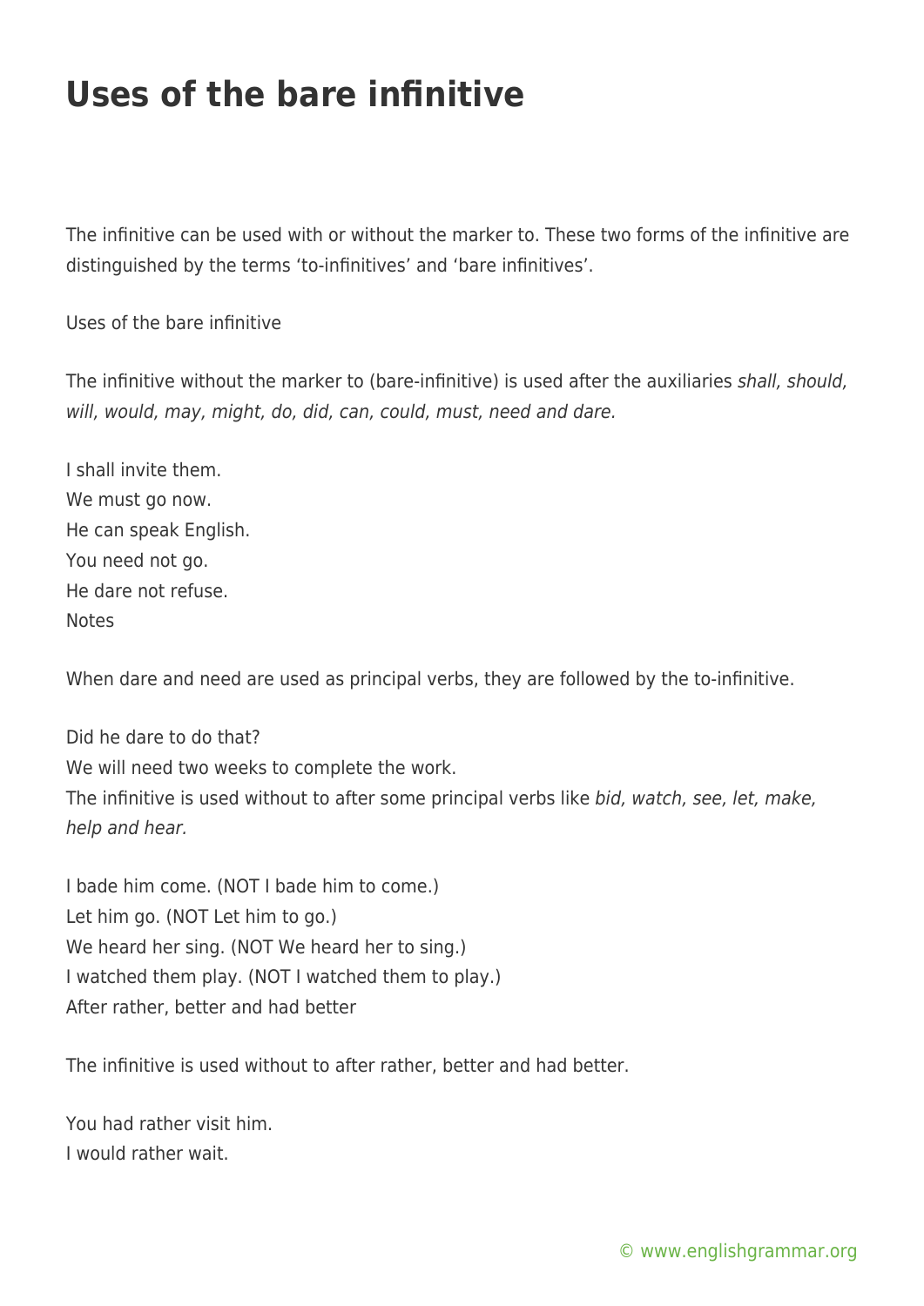# Uses of the bare infinitive

The infinitive can be used with or without the marker to. These two forms of the infinitive are distinguished by the terms 'to-infinitives' and 'bare infinitives'.

Uses of the bare infinitive

The infinitive without the marker to (bare-infinitive) is used after the auxiliaries *shall, should, will, would, may, might, do, did, can, could, must, need and dare.*

I shall invite them.
We must go now.
He can speak English.
You need not go.
He dare not refuse.
Notes

When dare and need are used as principal verbs, they are followed by the to-infinitive.

Did he dare to do that?
We will need two weeks to complete the work.
The infinitive is used without to after some principal verbs like *bid, watch, see, let, make, help and hear.*

I bade him come. (NOT I bade him to come.)
Let him go. (NOT Let him to go.)
We heard her sing. (NOT We heard her to sing.)
I watched them play. (NOT I watched them to play.)
After rather, better and had better

The infinitive is used without to after rather, better and had better.

You had rather visit him.
I would rather wait.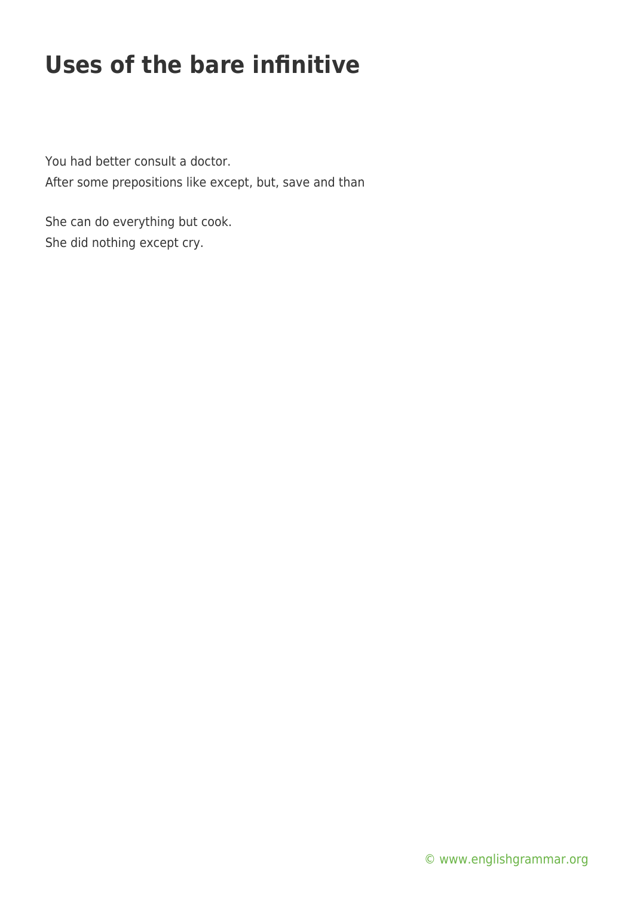# Uses of the bare infinitive

You had better consult a doctor.
After some prepositions like except, but, save and than

She can do everything but cook.
She did nothing except cry.